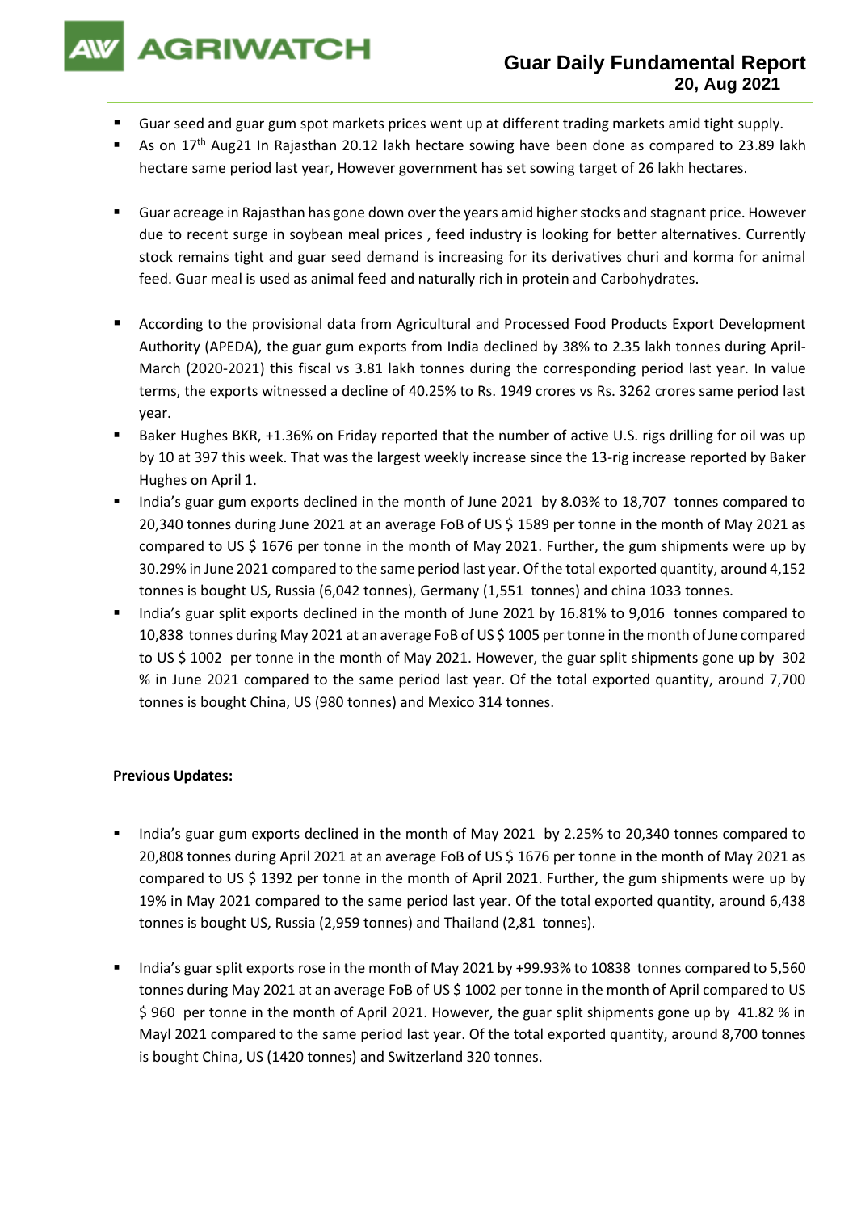# AGRIWATCH

## Guar Daily Fundamental Report
**20, Aug 2021**

- Guar seed and guar gum spot markets prices went up at different trading markets amid tight supply.
- As on 17th Aug21 In Rajasthan 20.12 lakh hectare sowing have been done as compared to 23.89 lakh hectare same period last year, However government has set sowing target of 26 lakh hectares.

- Guar acreage in Rajasthan has gone down over the years amid higher stocks and stagnant price. However due to recent surge in soybean meal prices , feed industry is looking for better alternatives. Currently stock remains tight and guar seed demand is increasing for its derivatives churi and korma for animal feed. Guar meal is used as animal feed and naturally rich in protein and Carbohydrates.

- According to the provisional data from Agricultural and Processed Food Products Export Development Authority (APEDA), the guar gum exports from India declined by 38% to 2.35 lakh tonnes during April-March (2020-2021) this fiscal vs 3.81 lakh tonnes during the corresponding period last year. In value terms, the exports witnessed a decline of 40.25% to Rs. 1949 crores vs Rs. 3262 crores same period last year.
- Baker Hughes BKR, +1.36% on Friday reported that the number of active U.S. rigs drilling for oil was up by 10 at 397 this week. That was the largest weekly increase since the 13-rig increase reported by Baker Hughes on April 1.
- India's guar gum exports declined in the month of June 2021 by 8.03% to 18,707 tonnes compared to 20,340 tonnes during June 2021 at an average FoB of US $ 1589 per tonne in the month of May 2021 as compared to US $ 1676 per tonne in the month of May 2021. Further, the gum shipments were up by 30.29% in June 2021 compared to the same period last year. Of the total exported quantity, around 4,152 tonnes is bought US, Russia (6,042 tonnes), Germany (1,551 tonnes) and china 1033 tonnes.
- India's guar split exports declined in the month of June 2021 by 16.81% to 9,016 tonnes compared to 10,838 tonnes during May 2021 at an average FoB of US $ 1005 per tonne in the month of June compared to US $ 1002 per tonne in the month of May 2021. However, the guar split shipments gone up by 302 % in June 2021 compared to the same period last year. Of the total exported quantity, around 7,700 tonnes is bought China, US (980 tonnes) and Mexico 314 tonnes.

**Previous Updates:**

- India's guar gum exports declined in the month of May 2021 by 2.25% to 20,340 tonnes compared to 20,808 tonnes during April 2021 at an average FoB of US $ 1676 per tonne in the month of May 2021 as compared to US $ 1392 per tonne in the month of April 2021. Further, the gum shipments were up by 19% in May 2021 compared to the same period last year. Of the total exported quantity, around 6,438 tonnes is bought US, Russia (2,959 tonnes) and Thailand (2,81 tonnes).

- India's guar split exports rose in the month of May 2021 by +99.93% to 10838 tonnes compared to 5,560 tonnes during May 2021 at an average FoB of US $ 1002 per tonne in the month of April compared to US $ 960 per tonne in the month of April 2021. However, the guar split shipments gone up by 41.82 % in Mayl 2021 compared to the same period last year. Of the total exported quantity, around 8,700 tonnes is bought China, US (1420 tonnes) and Switzerland 320 tonnes.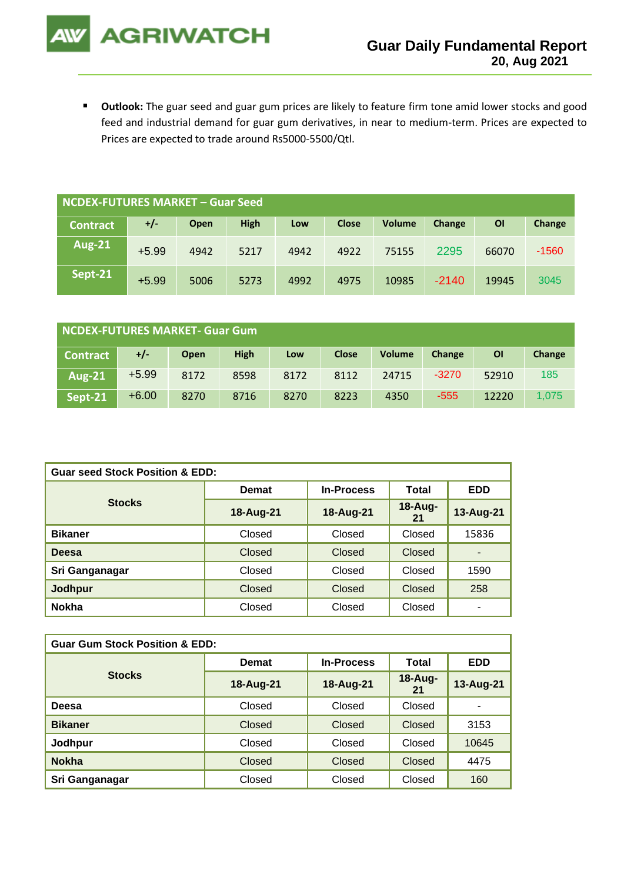- **Outlook:** The guar seed and guar gum prices are likely to feature firm tone amid lower stocks and good feed and industrial demand for guar gum derivatives, in near to medium-term. Prices are expected to Prices are expected to trade around Rs5000-5500/Qtl.

| NCDEX-FUTURES MARKET – Guar Seed | | | | | | | | | |
|---|---|---|---|---|---|---|---|---|---|
| Contract | +/- | Open | High | Low | Close | Volume | Change | OI | Change |
| Aug-21 | +5.99 | 4942 | 5217 | 4942 | 4922 | 75155 | 2295 | 66070 | -1560 |
| Sept-21 | +5.99 | 5006 | 5273 | 4992 | 4975 | 10985 | -2140 | 19945 | 3045 |

| NCDEX-FUTURES MARKET- Guar Gum | | | | | | | | | |
|---|---|---|---|---|---|---|---|---|---|
| Contract | +/- | Open | High | Low | Close | Volume | Change | OI | Change |
| Aug-21 | +5.99 | 8172 | 8598 | 8172 | 8112 | 24715 | -3270 | 52910 | 185 |
| Sept-21 | +6.00 | 8270 | 8716 | 8270 | 8223 | 4350 | -555 | 12220 | 1,075 |

| Guar seed Stock Position & EDD: | | | | |
|---|---|---|---|---|
| Stocks | Demat | In-Process | Total | EDD |
| | 18-Aug-21 | 18-Aug-21 | 18-Aug-21 | 13-Aug-21 |
| Bikaner | Closed | Closed | Closed | 15836 |
| Deesa | Closed | Closed | Closed | - |
| Sri Ganganagar | Closed | Closed | Closed | 1590 |
| Jodhpur | Closed | Closed | Closed | 258 |
| Nokha | Closed | Closed | Closed | - |

| Guar Gum Stock Position & EDD: | | | | |
|---|---|---|---|---|
| Stocks | Demat | In-Process | Total | EDD |
| | 18-Aug-21 | 18-Aug-21 | 18-Aug-21 | 13-Aug-21 |
| Deesa | Closed | Closed | Closed | - |
| Bikaner | Closed | Closed | Closed | 3153 |
| Jodhpur | Closed | Closed | Closed | 10645 |
| Nokha | Closed | Closed | Closed | 4475 |
| Sri Ganganagar | Closed | Closed | Closed | 160 |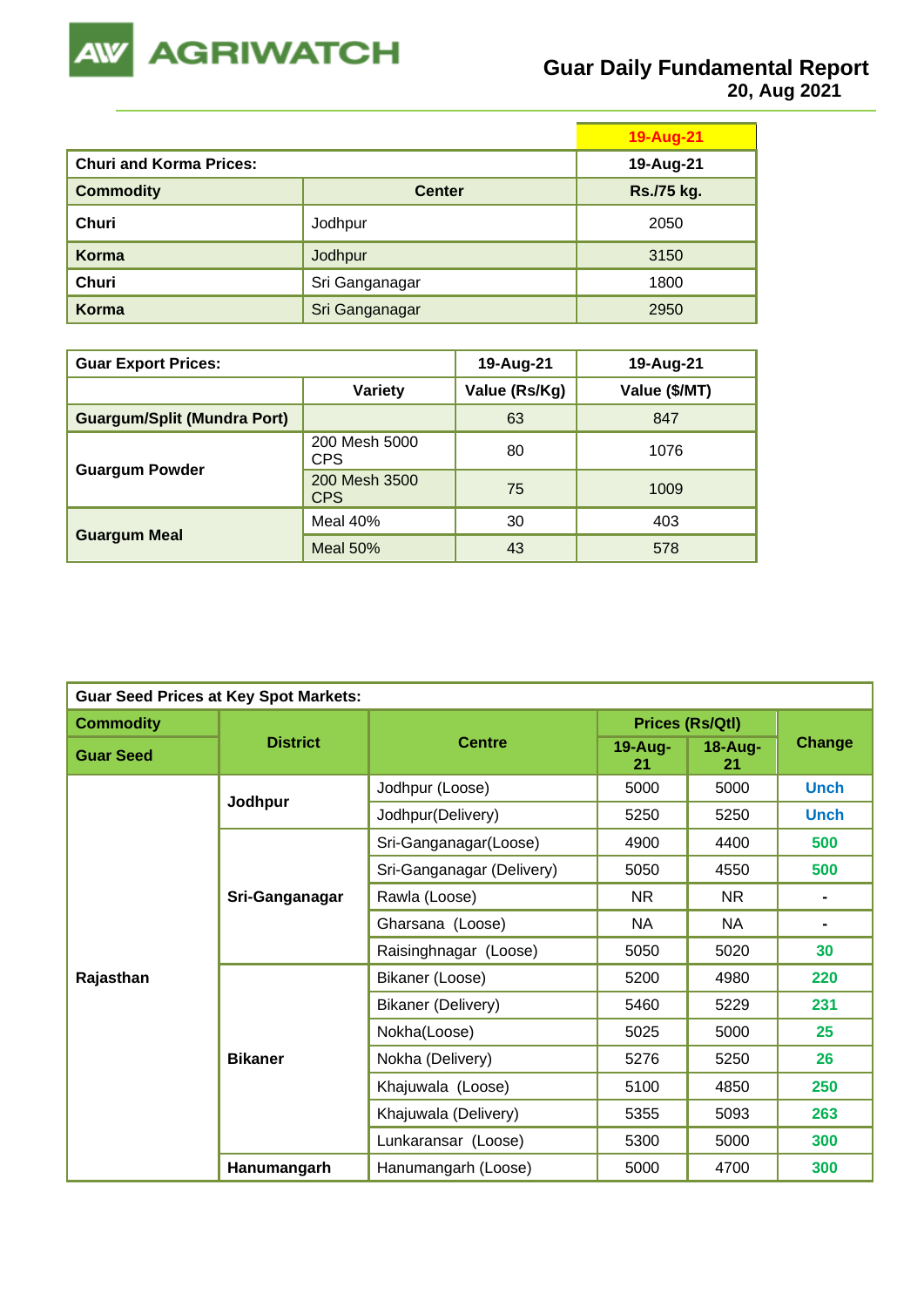# Guar Daily Fundamental Report
**20, Aug 2021**

| Churi and Korma Prices: | | 19-Aug-21 |
|---|---|---|
| **Commodity** | **Center** | **Rs./75 kg.** |
| **Churi** | Jodhpur | 2050 |
| **Korma** | Jodhpur | 3150 |
| **Churi** | Sri Ganganagar | 1800 |
| **Korma** | Sri Ganganagar | 2950 |

| Guar Export Prices: | | 19-Aug-21 | 19-Aug-21 |
|---|---|---|---|
| | **Variety** | **Value (Rs/Kg)** | **Value ($/MT)** |
| **Guargum/Split (Mundra Port)** | | 63 | 847 |
| **Guargum Powder** | 200 Mesh 5000 CPS | 80 | 1076 |
| | 200 Mesh 3500 CPS | 75 | 1009 |
| **Guargum Meal** | Meal 40% | 30 | 403 |
| | Meal 50% | 43 | 578 |

| Guar Seed Prices at Key Spot Markets: | | | | | |
|---|---|---|---|---|---|
| **Commodity** | **District** | **Centre** | **Prices (Rs/Qtl)** | | **Change** |
| **Guar Seed** | | | **19-Aug-21** | **18-Aug-21** | |
| **Rajasthan** | **Jodhpur** | Jodhpur (Loose) | 5000 | 5000 | Unch |
| | | Jodhpur(Delivery) | 5250 | 5250 | Unch |
| | **Sri-Ganganagar** | Sri-Ganganagar(Loose) | 4900 | 4400 | 500 |
| | | Sri-Ganganagar (Delivery) | 5050 | 4550 | 500 |
| | | Rawla (Loose) | NR | NR | - |
| | | Gharsana (Loose) | NA | NA | - |
| | | Raisinghnagar (Loose) | 5050 | 5020 | 30 |
| | **Bikaner** | Bikaner (Loose) | 5200 | 4980 | 220 |
| | | Bikaner (Delivery) | 5460 | 5229 | 231 |
| | | Nokha(Loose) | 5025 | 5000 | 25 |
| | | Nokha (Delivery) | 5276 | 5250 | 26 |
| | | Khajuwala (Loose) | 5100 | 4850 | 250 |
| | | Khajuwala (Delivery) | 5355 | 5093 | 263 |
| | | Lunkaransar (Loose) | 5300 | 5000 | 300 |
| | **Hanumangarh** | Hanumangarh (Loose) | 5000 | 4700 | 300 |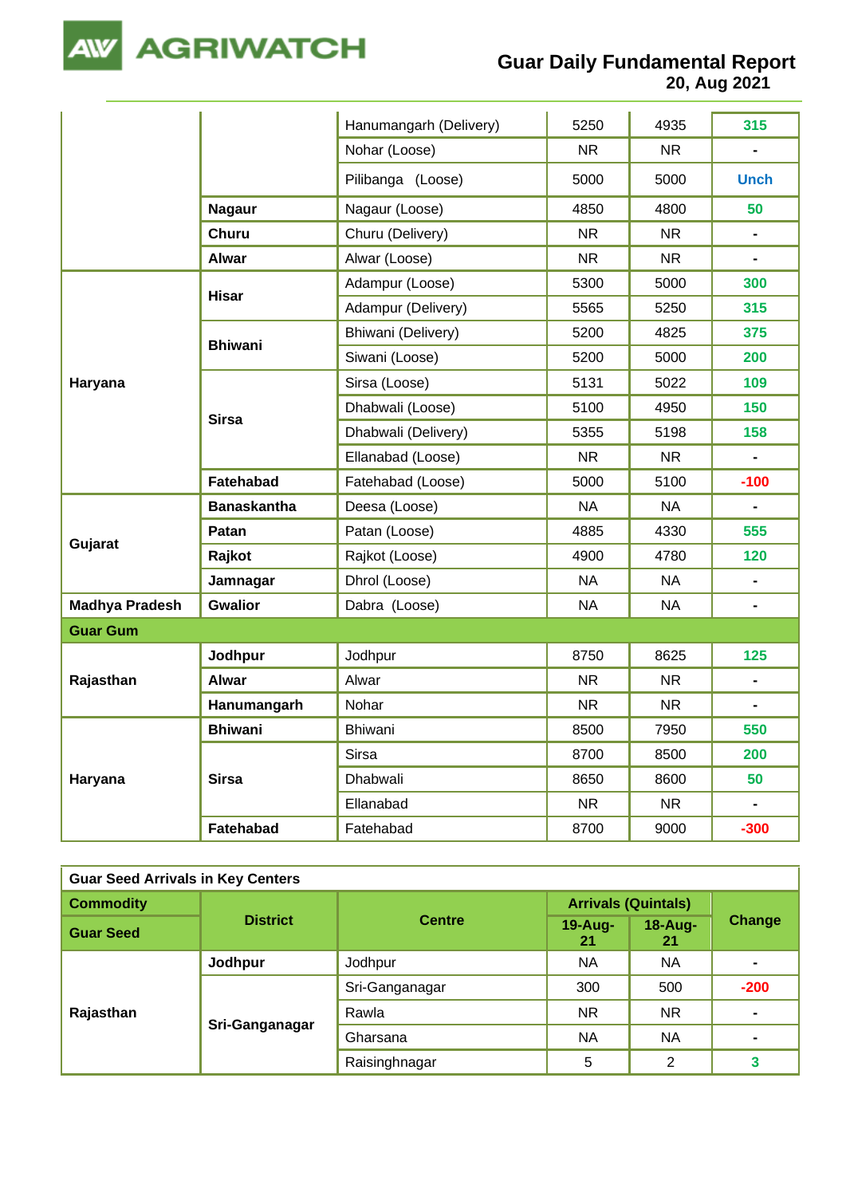| | | | | | |
|---|---|---|---|---|---|
| | | Hanumangarh (Delivery) | 5250 | 4935 | 315 |
| | | Nohar (Loose) | NR | NR | - |
| | | Pilibanga (Loose) | 5000 | 5000 | Unch |
| | **Nagaur** | Nagaur (Loose) | 4850 | 4800 | 50 |
| | **Churu** | Churu (Delivery) | NR | NR | - |
| | **Alwar** | Alwar (Loose) | NR | NR | - |
| **Haryana** | **Hisar** | Adampur (Loose) | 5300 | 5000 | 300 |
| | | Adampur (Delivery) | 5565 | 5250 | 315 |
| | **Bhiwani** | Bhiwani (Delivery) | 5200 | 4825 | 375 |
| | | Siwani (Loose) | 5200 | 5000 | 200 |
| | **Sirsa** | Sirsa (Loose) | 5131 | 5022 | 109 |
| | | Dhabwali (Loose) | 5100 | 4950 | 150 |
| | | Dhabwali (Delivery) | 5355 | 5198 | 158 |
| | | Ellanabad (Loose) | NR | NR | - |
| | **Fatehabad** | Fatehabad (Loose) | 5000 | 5100 | -100 |
| **Gujarat** | **Banaskantha** | Deesa (Loose) | NA | NA | - |
| | **Patan** | Patan (Loose) | 4885 | 4330 | 555 |
| | **Rajkot** | Rajkot (Loose) | 4900 | 4780 | 120 |
| | **Jamnagar** | Dhrol (Loose) | NA | NA | - |
| **Madhya Pradesh** | **Gwalior** | Dabra (Loose) | NA | NA | - |
| **Guar Gum** | | | | | |
| **Rajasthan** | **Jodhpur** | Jodhpur | 8750 | 8625 | 125 |
| | **Alwar** | Alwar | NR | NR | - |
| | **Hanumangarh** | Nohar | NR | NR | - |
| **Haryana** | **Bhiwani** | Bhiwani | 8500 | 7950 | 550 |
| | **Sirsa** | Sirsa | 8700 | 8500 | 200 |
| | | Dhabwali | 8650 | 8600 | 50 |
| | | Ellanabad | NR | NR | - |
| | **Fatehabad** | Fatehabad | 8700 | 9000 | -300 |

**Guar Seed Arrivals in Key Centers**

| **Commodity** | **District** | **Centre** | **Arrivals (Quintals)** | | **Change** |
|---|---|---|---|---|---|
| **Guar Seed** | | | **19-Aug-21** | **18-Aug-21** | |
| **Rajasthan** | **Jodhpur** | Jodhpur | NA | NA | - |
| | **Sri-Ganganagar** | Sri-Ganganagar | 300 | 500 | -200 |
| | | Rawla | NR | NR | - |
| | | Gharsana | NA | NA | - |
| | | Raisinghnagar | 5 | 2 | 3 |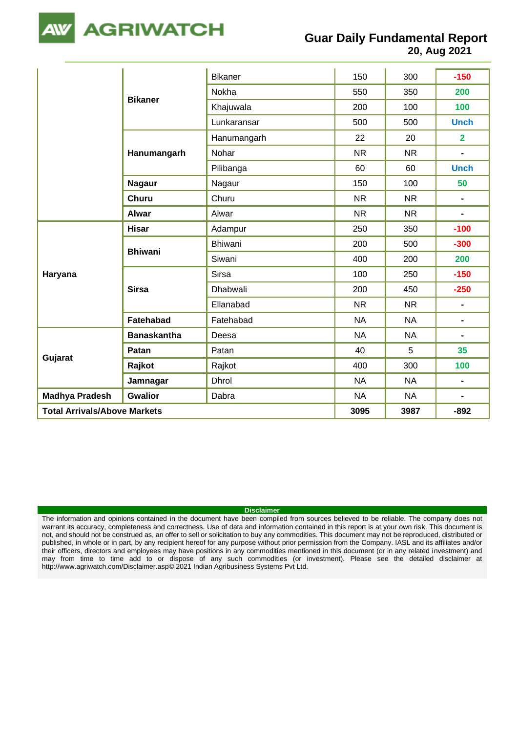# AGRIWATCH

## Guar Daily Fundamental Report
**20, Aug 2021**

| | | | | | |
|---|---|---|---|---|---|
| | **Bikaner** | Bikaner | 150 | 300 | -150 |
| | | Nokha | 550 | 350 | 200 |
| | | Khajuwala | 200 | 100 | 100 |
| | | Lunkaransar | 500 | 500 | Unch |
| | **Hanumangarh** | Hanumangarh | 22 | 20 | 2 |
| | | Nohar | NR | NR | - |
| | | Pilibanga | 60 | 60 | Unch |
| | **Nagaur** | Nagaur | 150 | 100 | 50 |
| | **Churu** | Churu | NR | NR | - |
| | **Alwar** | Alwar | NR | NR | - |
| **Haryana** | **Hisar** | Adampur | 250 | 350 | -100 |
| | **Bhiwani** | Bhiwani | 200 | 500 | -300 |
| | | Siwani | 400 | 200 | 200 |
| | **Sirsa** | Sirsa | 100 | 250 | -150 |
| | | Dhabwali | 200 | 450 | -250 |
| | | Ellanabad | NR | NR | - |
| | **Fatehabad** | Fatehabad | NA | NA | - |
| **Gujarat** | **Banaskantha** | Deesa | NA | NA | - |
| | **Patan** | Patan | 40 | 5 | 35 |
| | **Rajkot** | Rajkot | 400 | 300 | 100 |
| | **Jamnagar** | Dhrol | NA | NA | - |
| **Madhya Pradesh** | **Gwalior** | Dabra | NA | NA | - |
| **Total Arrivals/Above Markets** | | | **3095** | **3987** | **-892** |

**Disclaimer**

The information and opinions contained in the document have been compiled from sources believed to be reliable. The company does not warrant its accuracy, completeness and correctness. Use of data and information contained in this report is at your own risk. This document is not, and should not be construed as, an offer to sell or solicitation to buy any commodities. This document may not be reproduced, distributed or published, in whole or in part, by any recipient hereof for any purpose without prior permission from the Company. IASL and its affiliates and/or their officers, directors and employees may have positions in any commodities mentioned in this document (or in any related investment) and may from time to time add to or dispose of any such commodities (or investment). Please see the detailed disclaimer at http://www.agriwatch.com/Disclaimer.asp© 2021 Indian Agribusiness Systems Pvt Ltd.